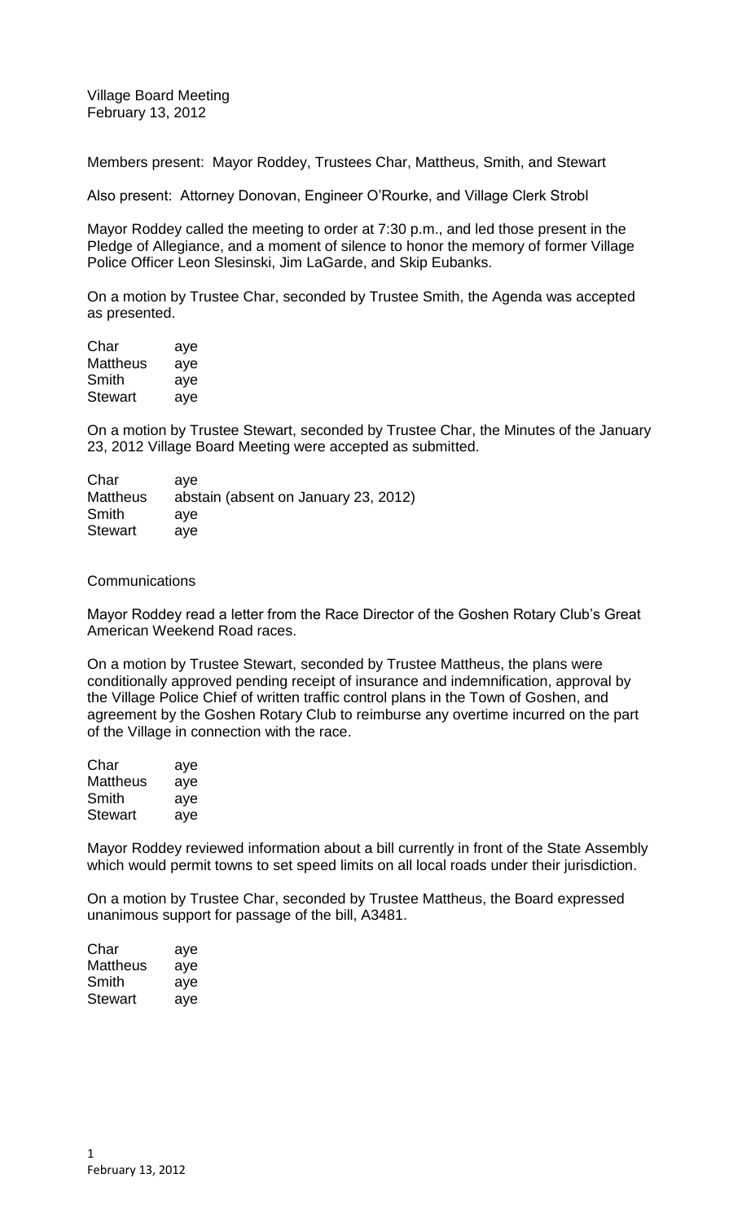Village Board Meeting
February 13, 2012

Members present: Mayor Roddey, Trustees Char, Mattheus, Smith, and Stewart

Also present: Attorney Donovan, Engineer O'Rourke, and Village Clerk Strobl

Mayor Roddey called the meeting to order at 7:30 p.m., and led those present in the Pledge of Allegiance, and a moment of silence to honor the memory of former Village Police Officer Leon Slesinski, Jim LaGarde, and Skip Eubanks.

On a motion by Trustee Char, seconded by Trustee Smith, the Agenda was accepted as presented.

| | |
|---|---|
| Char | aye |
| Mattheus | aye |
| Smith | aye |
| Stewart | aye |

On a motion by Trustee Stewart, seconded by Trustee Char, the Minutes of the January 23, 2012 Village Board Meeting were accepted as submitted.

| | |
|---|---|
| Char | aye |
| Mattheus | abstain (absent on January 23, 2012) |
| Smith | aye |
| Stewart | aye |

Communications

Mayor Roddey read a letter from the Race Director of the Goshen Rotary Club's Great American Weekend Road races.

On a motion by Trustee Stewart, seconded by Trustee Mattheus, the plans were conditionally approved pending receipt of insurance and indemnification, approval by the Village Police Chief of written traffic control plans in the Town of Goshen, and agreement by the Goshen Rotary Club to reimburse any overtime incurred on the part of the Village in connection with the race.

| | |
|---|---|
| Char | aye |
| Mattheus | aye |
| Smith | aye |
| Stewart | aye |

Mayor Roddey reviewed information about a bill currently in front of the State Assembly which would permit towns to set speed limits on all local roads under their jurisdiction.

On a motion by Trustee Char, seconded by Trustee Mattheus, the Board expressed unanimous support for passage of the bill, A3481.

| | |
|---|---|
| Char | aye |
| Mattheus | aye |
| Smith | aye |
| Stewart | aye |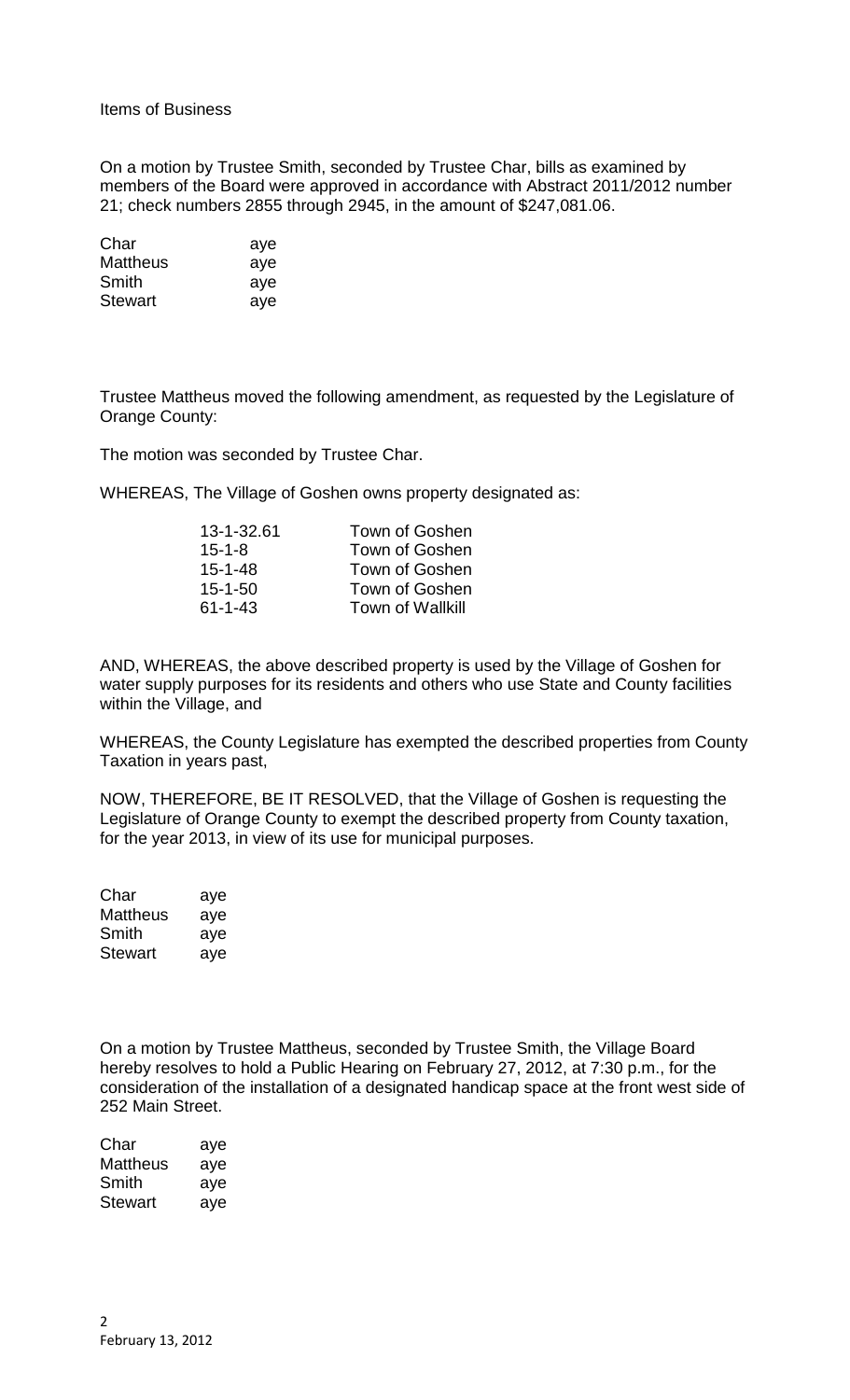Items of Business

On a motion by Trustee Smith, seconded by Trustee Char, bills as examined by members of the Board were approved in accordance with Abstract 2011/2012 number 21; check numbers 2855 through 2945, in the amount of $247,081.06.

| | |
|---|---|
| Char | aye |
| Mattheus | aye |
| Smith | aye |
| Stewart | aye |

Trustee Mattheus moved the following amendment, as requested by the Legislature of Orange County:

The motion was seconded by Trustee Char.

WHEREAS, The Village of Goshen owns property designated as:

| | |
|---|---|
| 13-1-32.61 | Town of Goshen |
| 15-1-8 | Town of Goshen |
| 15-1-48 | Town of Goshen |
| 15-1-50 | Town of Goshen |
| 61-1-43 | Town of Wallkill |

AND, WHEREAS, the above described property is used by the Village of Goshen for water supply purposes for its residents and others who use State and County facilities within the Village, and

WHEREAS, the County Legislature has exempted the described properties from County Taxation in years past,

NOW, THEREFORE, BE IT RESOLVED, that the Village of Goshen is requesting the Legislature of Orange County to exempt the described property from County taxation, for the year 2013, in view of its use for municipal purposes.

| | |
|---|---|
| Char | aye |
| Mattheus | aye |
| Smith | aye |
| Stewart | aye |

On a motion by Trustee Mattheus, seconded by Trustee Smith, the Village Board hereby resolves to hold a Public Hearing on February 27, 2012, at 7:30 p.m., for the consideration of the installation of a designated handicap space at the front west side of 252 Main Street.

| | |
|---|---|
| Char | aye |
| Mattheus | aye |
| Smith | aye |
| Stewart | aye |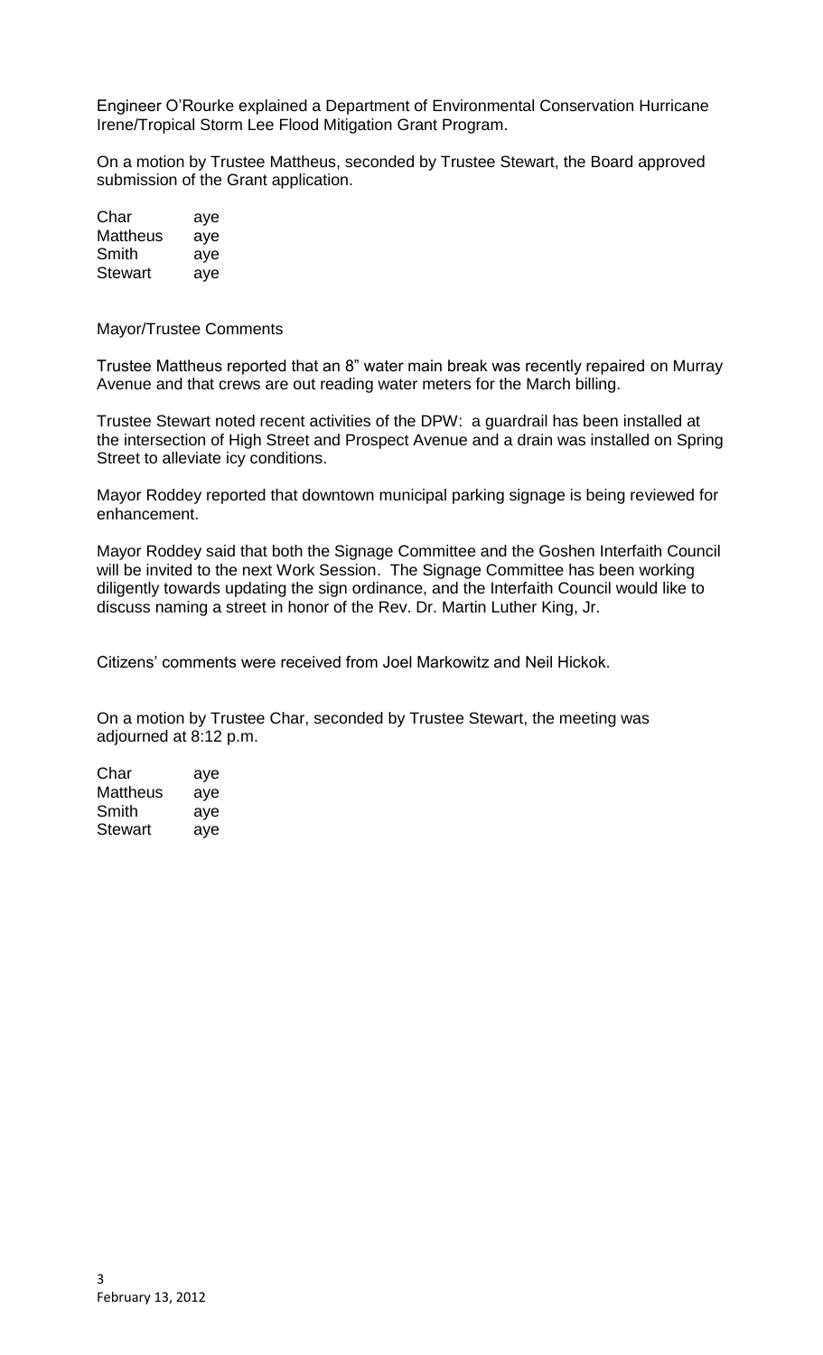Engineer O'Rourke explained a Department of Environmental Conservation Hurricane Irene/Tropical Storm Lee Flood Mitigation Grant Program.

On a motion by Trustee Mattheus, seconded by Trustee Stewart, the Board approved submission of the Grant application.

| | |
|---|---|
| Char | aye |
| Mattheus | aye |
| Smith | aye |
| Stewart | aye |

Mayor/Trustee Comments

Trustee Mattheus reported that an 8" water main break was recently repaired on Murray Avenue and that crews are out reading water meters for the March billing.

Trustee Stewart noted recent activities of the DPW: a guardrail has been installed at the intersection of High Street and Prospect Avenue and a drain was installed on Spring Street to alleviate icy conditions.

Mayor Roddey reported that downtown municipal parking signage is being reviewed for enhancement.

Mayor Roddey said that both the Signage Committee and the Goshen Interfaith Council will be invited to the next Work Session. The Signage Committee has been working diligently towards updating the sign ordinance, and the Interfaith Council would like to discuss naming a street in honor of the Rev. Dr. Martin Luther King, Jr.

Citizens' comments were received from Joel Markowitz and Neil Hickok.

On a motion by Trustee Char, seconded by Trustee Stewart, the meeting was adjourned at 8:12 p.m.

| | |
|---|---|
| Char | aye |
| Mattheus | aye |
| Smith | aye |
| Stewart | aye |